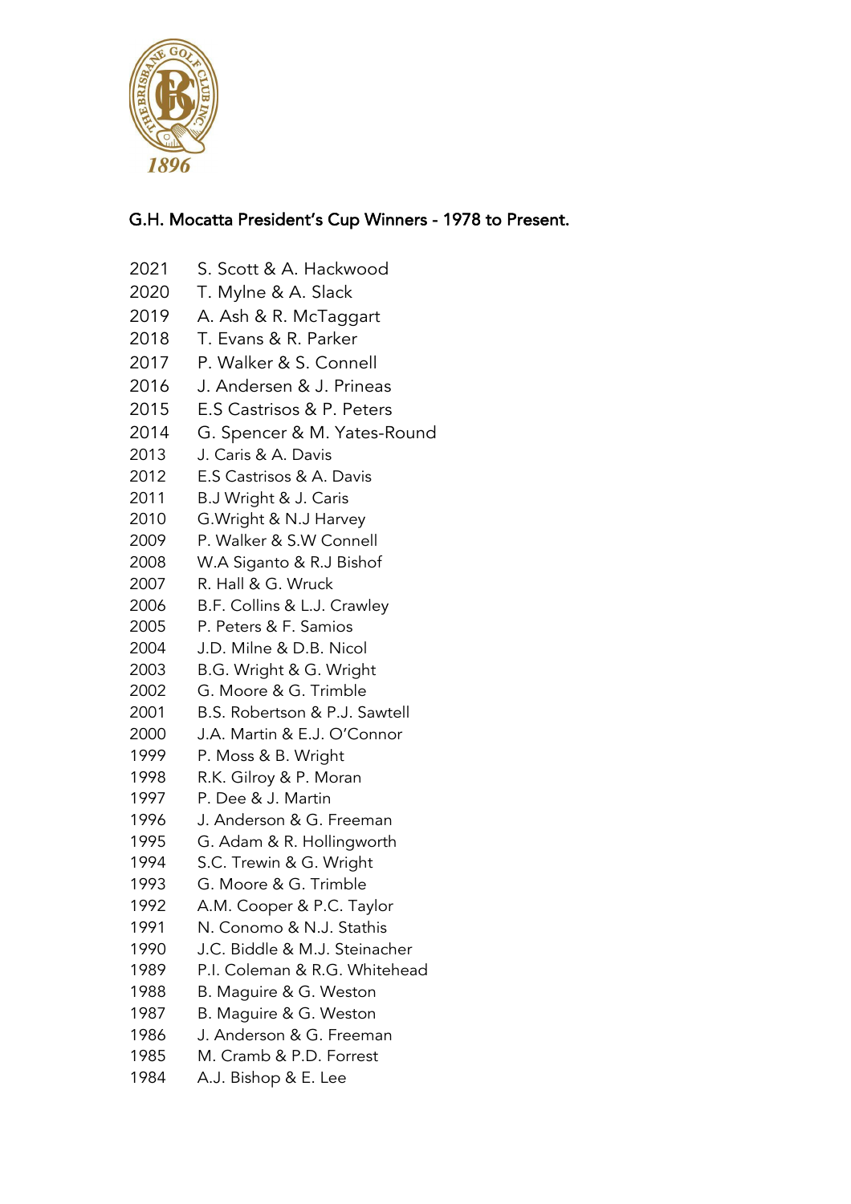## G.H. Mocatta President's Cup Winners - 1978 to Present.

| | |
|---|---|
| 2021 | S. Scott & A. Hackwood |
| 2020 | T. Mylne & A. Slack |
| 2019 | A. Ash & R. McTaggart |
| 2018 | T. Evans & R. Parker |
| 2017 | P. Walker & S. Connell |
| 2016 | J. Andersen & J. Prineas |
| 2015 | E.S Castrisos & P. Peters |
| 2014 | G. Spencer & M. Yates-Round |
| 2013 | J. Caris & A. Davis |
| 2012 | E.S Castrisos & A. Davis |
| 2011 | B.J Wright & J. Caris |
| 2010 | G.Wright & N.J Harvey |
| 2009 | P. Walker & S.W Connell |
| 2008 | W.A Siganto & R.J Bishof |
| 2007 | R. Hall & G. Wruck |
| 2006 | B.F. Collins & L.J. Crawley |
| 2005 | P. Peters & F. Samios |
| 2004 | J.D. Milne & D.B. Nicol |
| 2003 | B.G. Wright & G. Wright |
| 2002 | G. Moore & G. Trimble |
| 2001 | B.S. Robertson & P.J. Sawtell |
| 2000 | J.A. Martin & E.J. O'Connor |
| 1999 | P. Moss & B. Wright |
| 1998 | R.K. Gilroy & P. Moran |
| 1997 | P. Dee & J. Martin |
| 1996 | J. Anderson & G. Freeman |
| 1995 | G. Adam & R. Hollingworth |
| 1994 | S.C. Trewin & G. Wright |
| 1993 | G. Moore & G. Trimble |
| 1992 | A.M. Cooper & P.C. Taylor |
| 1991 | N. Conomo & N.J. Stathis |
| 1990 | J.C. Biddle & M.J. Steinacher |
| 1989 | P.I. Coleman & R.G. Whitehead |
| 1988 | B. Maguire & G. Weston |
| 1987 | B. Maguire & G. Weston |
| 1986 | J. Anderson & G. Freeman |
| 1985 | M. Cramb & P.D. Forrest |
| 1984 | A.J. Bishop & E. Lee |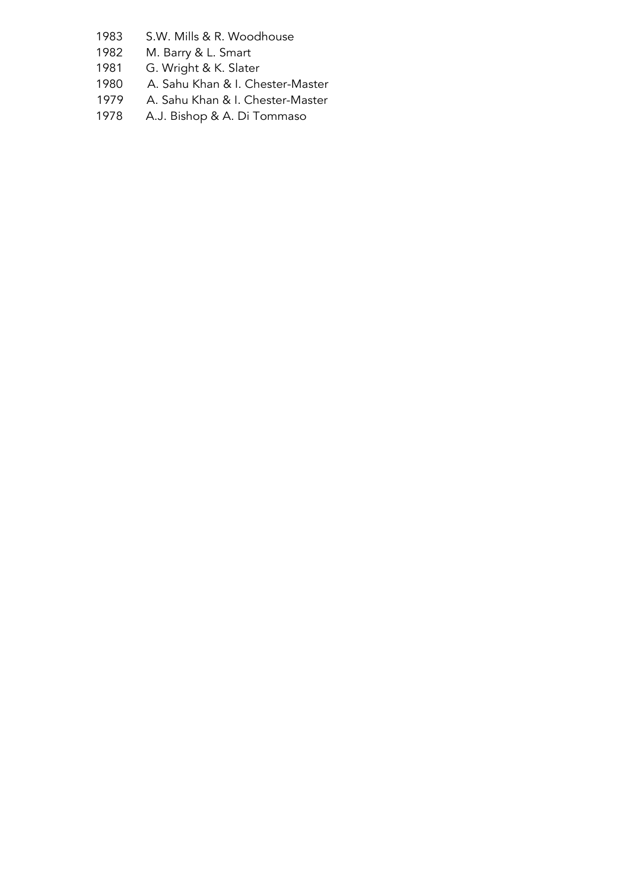| | |
|---|---|
| 1983 | S.W. Mills & R. Woodhouse |
| 1982 | M. Barry & L. Smart |
| 1981 | G. Wright & K. Slater |
| 1980 | A. Sahu Khan & I. Chester-Master |
| 1979 | A. Sahu Khan & I. Chester-Master |
| 1978 | A.J. Bishop & A. Di Tommaso |